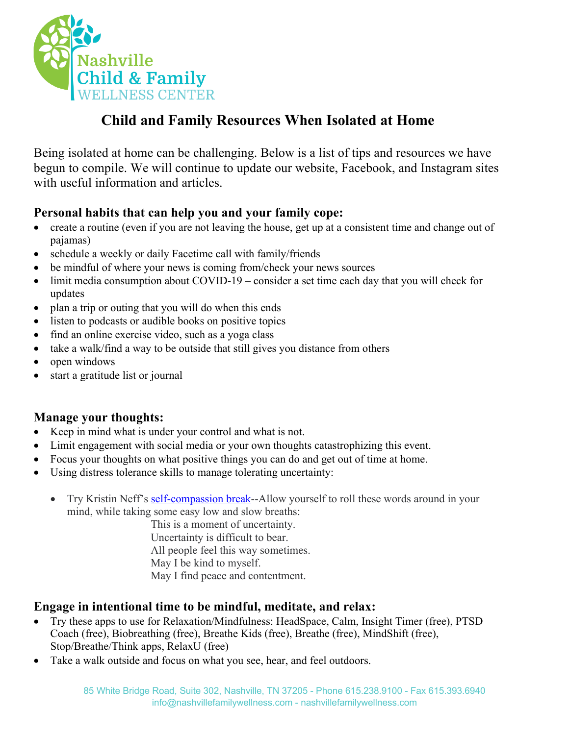Nashville Child & Family WELLNESS CENTER

# Child and Family Resources When Isolated at Home

Being isolated at home can be challenging. Below is a list of tips and resources we have begun to compile. We will continue to update our website, Facebook, and Instagram sites with useful information and articles.

## Personal habits that can help you and your family cope:

- create a routine (even if you are not leaving the house, get up at a consistent time and change out of pajamas)
- schedule a weekly or daily Facetime call with family/friends
- be mindful of where your news is coming from/check your news sources
- limit media consumption about COVID-19 – consider a set time each day that you will check for updates
- plan a trip or outing that you will do when this ends
- listen to podcasts or audible books on positive topics
- find an online exercise video, such as a yoga class
- take a walk/find a way to be outside that still gives you distance from others
- open windows
- start a gratitude list or journal

## Manage your thoughts:

- Keep in mind what is under your control and what is not.
- Limit engagement with social media or your own thoughts catastrophizing this event.
- Focus your thoughts on what positive things you can do and get out of time at home.
- Using distress tolerance skills to manage tolerating uncertainty:
  - Try Kristin Neff's self-compassion break--Allow yourself to roll these words around in your mind, while taking some easy low and slow breaths:

    This is a moment of uncertainty.
    Uncertainty is difficult to bear.
    All people feel this way sometimes.
    May I be kind to myself.
    May I find peace and contentment.

## Engage in intentional time to be mindful, meditate, and relax:

- Try these apps to use for Relaxation/Mindfulness: HeadSpace, Calm, Insight Timer (free), PTSD Coach (free), Biobreathing (free), Breathe Kids (free), Breathe (free), MindShift (free), Stop/Breathe/Think apps, RelaxU (free)
- Take a walk outside and focus on what you see, hear, and feel outdoors.

85 White Bridge Road, Suite 302, Nashville, TN 37205 - Phone 615.238.9100 - Fax 615.393.6940
info@nashvillefamilywellness.com - nashvillefamilywellness.com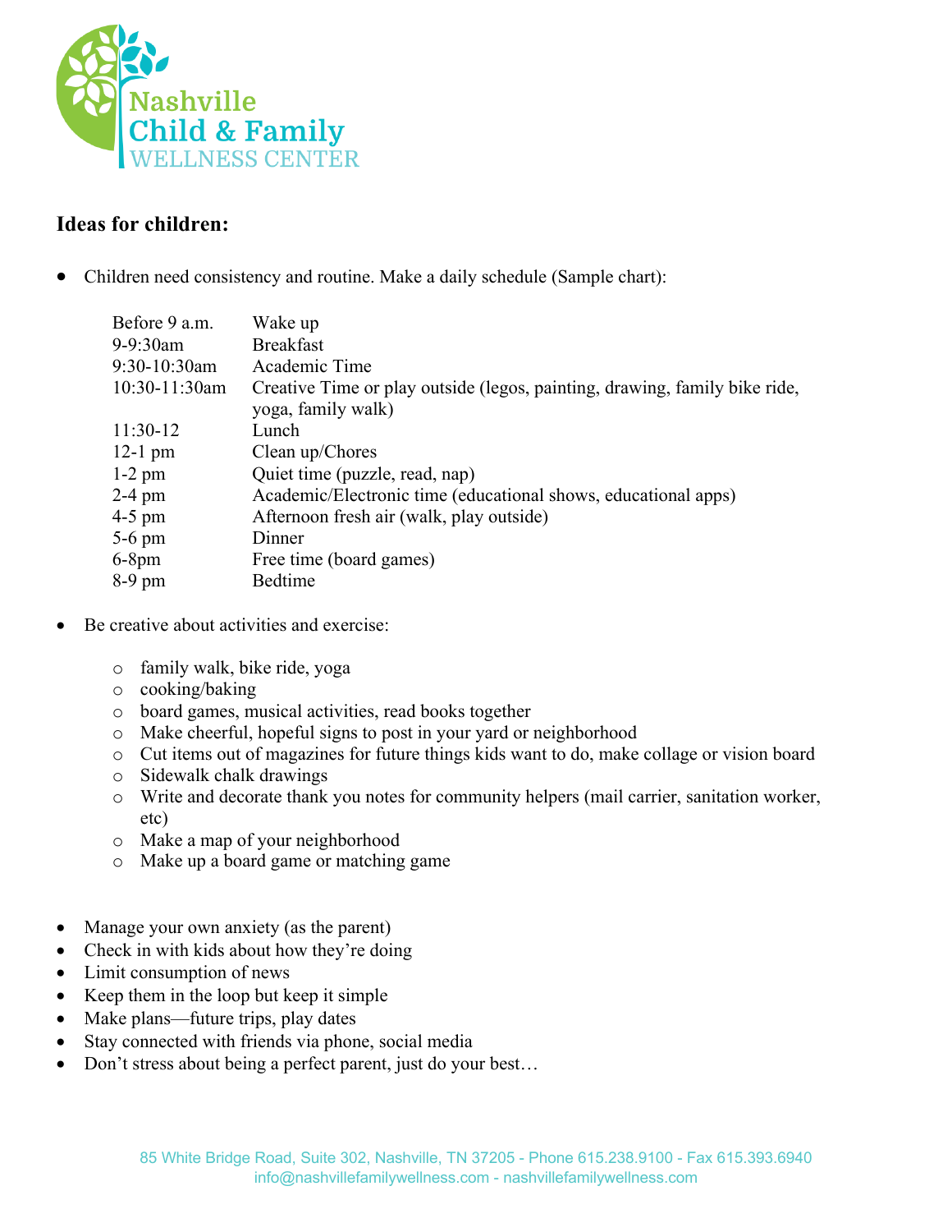Nashville Child & Family WELLNESS CENTER

## Ideas for children:

- Children need consistency and routine. Make a daily schedule (Sample chart):

| | |
|---|---|
| Before 9 a.m. | Wake up |
| 9-9:30am | Breakfast |
| 9:30-10:30am | Academic Time |
| 10:30-11:30am | Creative Time or play outside (legos, painting, drawing, family bike ride, yoga, family walk) |
| 11:30-12 | Lunch |
| 12-1 pm | Clean up/Chores |
| 1-2 pm | Quiet time (puzzle, read, nap) |
| 2-4 pm | Academic/Electronic time (educational shows, educational apps) |
| 4-5 pm | Afternoon fresh air (walk, play outside) |
| 5-6 pm | Dinner |
| 6-8pm | Free time (board games) |
| 8-9 pm | Bedtime |

- Be creative about activities and exercise:
  - family walk, bike ride, yoga
  - cooking/baking
  - board games, musical activities, read books together
  - Make cheerful, hopeful signs to post in your yard or neighborhood
  - Cut items out of magazines for future things kids want to do, make collage or vision board
  - Sidewalk chalk drawings
  - Write and decorate thank you notes for community helpers (mail carrier, sanitation worker, etc)
  - Make a map of your neighborhood
  - Make up a board game or matching game

- Manage your own anxiety (as the parent)
- Check in with kids about how they're doing
- Limit consumption of news
- Keep them in the loop but keep it simple
- Make plans—future trips, play dates
- Stay connected with friends via phone, social media
- Don't stress about being a perfect parent, just do your best…

85 White Bridge Road, Suite 302, Nashville, TN 37205 - Phone 615.238.9100 - Fax 615.393.6940
info@nashvillefamilywellness.com - nashvillefamilywellness.com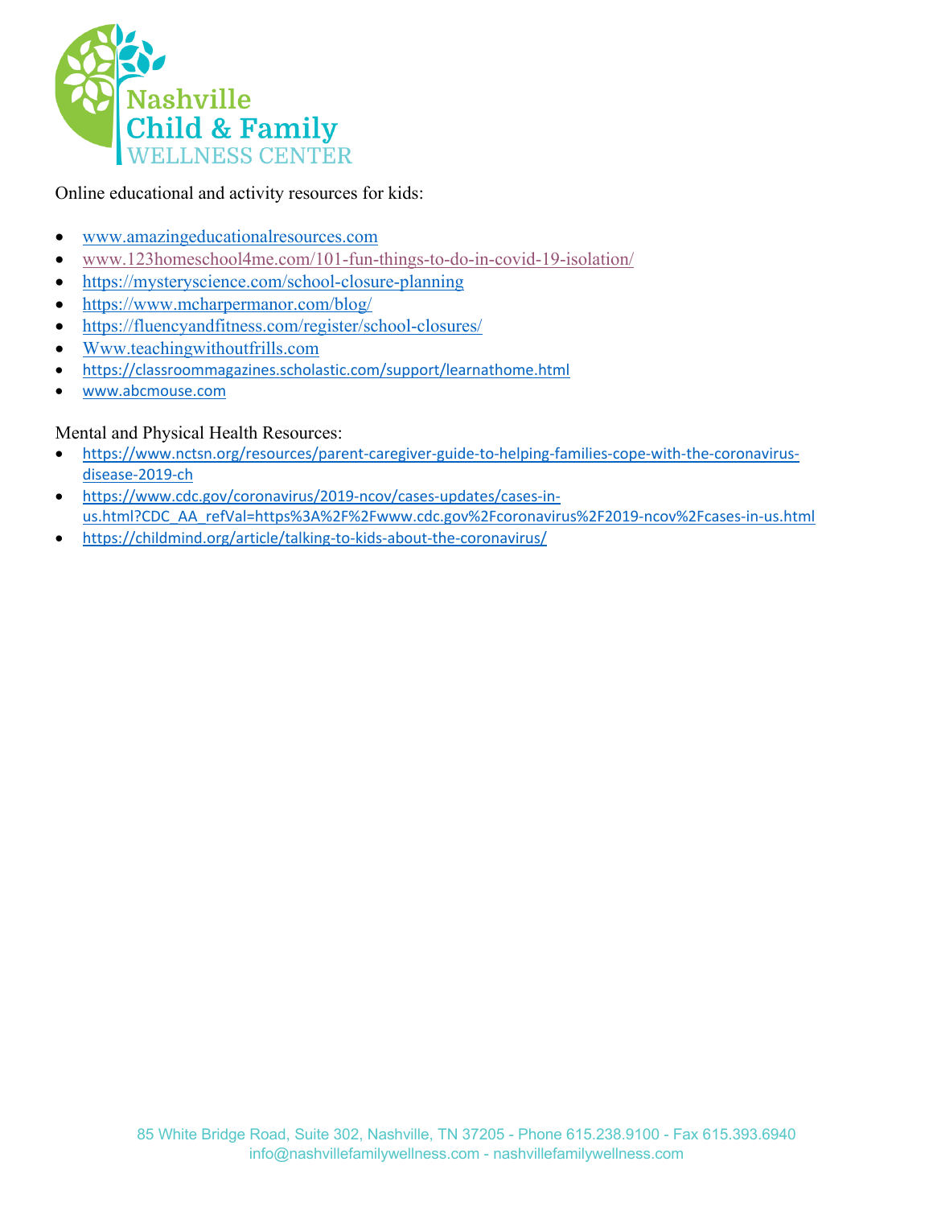Nashville
Child & Family
WELLNESS CENTER

Online educational and activity resources for kids:

- www.amazingeducationalresources.com
- www.123homeschool4me.com/101-fun-things-to-do-in-covid-19-isolation/
- https://mysteryscience.com/school-closure-planning
- https://www.mcharpermanor.com/blog/
- https://fluencyandfitness.com/register/school-closures/
- Www.teachingwithoutfrills.com
- https://classroommagazines.scholastic.com/support/learnathome.html
- www.abcmouse.com

Mental and Physical Health Resources:

- https://www.nctsn.org/resources/parent-caregiver-guide-to-helping-families-cope-with-the-coronavirus-disease-2019-ch
- https://www.cdc.gov/coronavirus/2019-ncov/cases-updates/cases-in-us.html?CDC_AA_refVal=https%3A%2F%2Fwww.cdc.gov%2Fcoronavirus%2F2019-ncov%2Fcases-in-us.html
- https://childmind.org/article/talking-to-kids-about-the-coronavirus/

85 White Bridge Road, Suite 302, Nashville, TN 37205 - Phone 615.238.9100 - Fax 615.393.6940
info@nashvillefamilywellness.com - nashvillefamilywellness.com